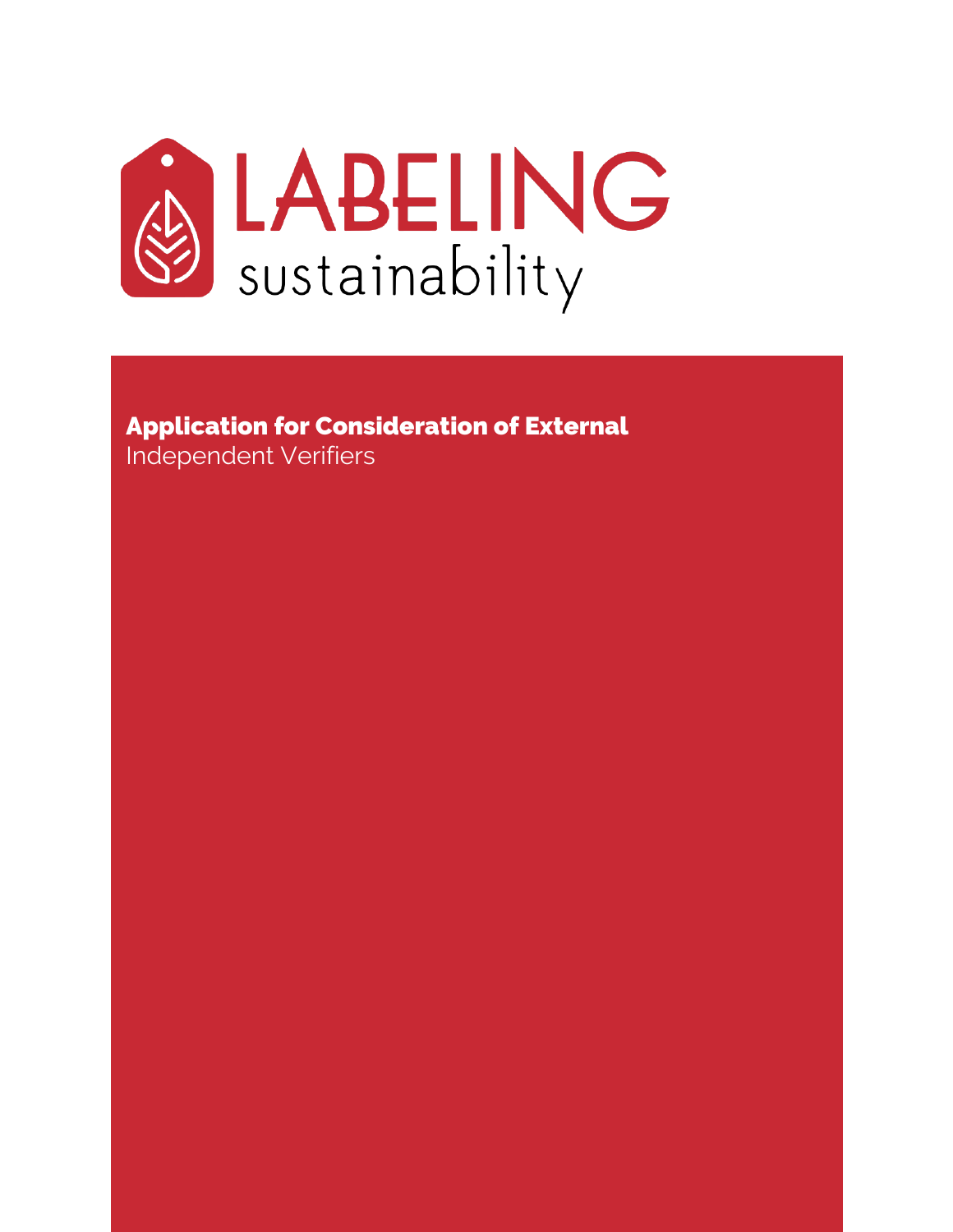# LABELING sustainability

**Application for Consideration of External**
Independent Verifiers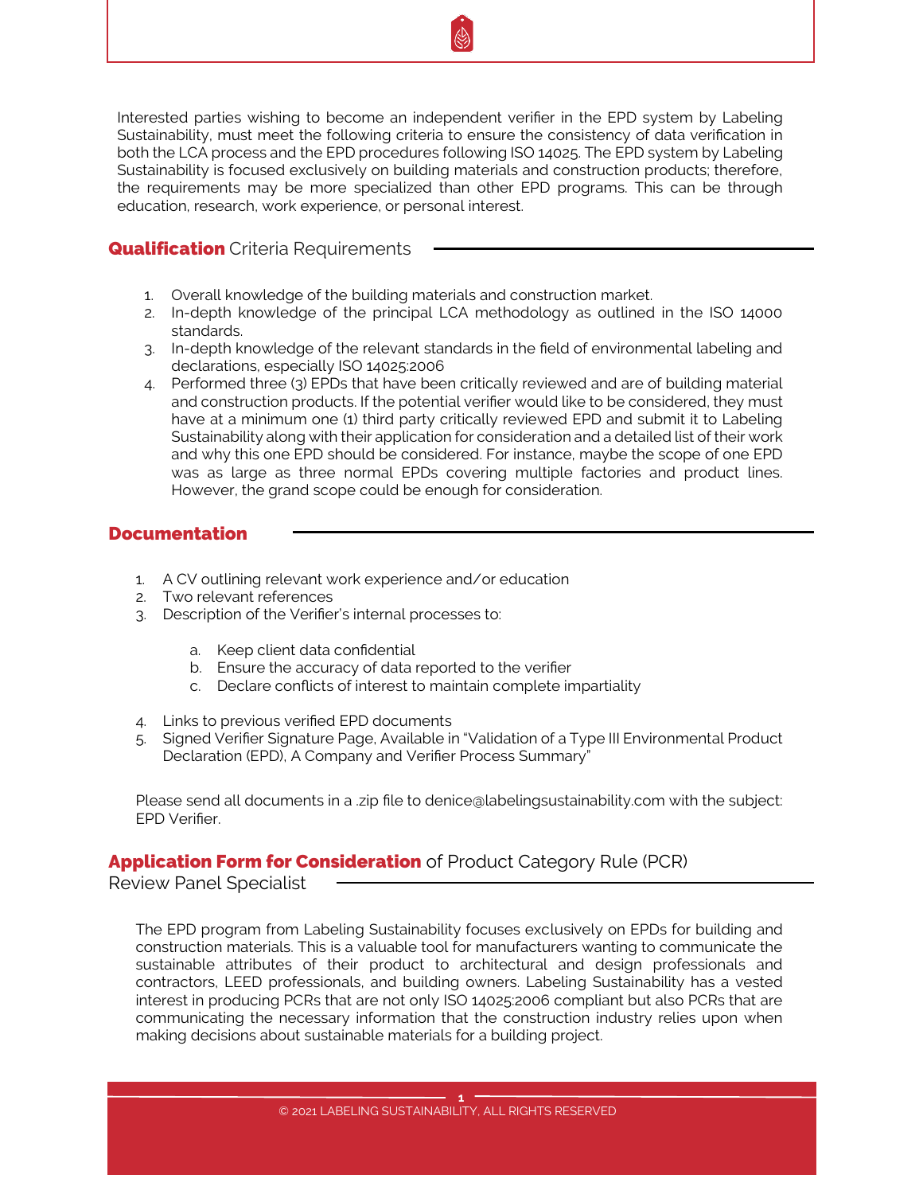Interested parties wishing to become an independent verifier in the EPD system by Labeling Sustainability, must meet the following criteria to ensure the consistency of data verification in both the LCA process and the EPD procedures following ISO 14025. The EPD system by Labeling Sustainability is focused exclusively on building materials and construction products; therefore, the requirements may be more specialized than other EPD programs. This can be through education, research, work experience, or personal interest.

## **Qualification** Criteria Requirements

1. Overall knowledge of the building materials and construction market.
2. In-depth knowledge of the principal LCA methodology as outlined in the ISO 14000 standards.
3. In-depth knowledge of the relevant standards in the field of environmental labeling and declarations, especially ISO 14025:2006
4. Performed three (3) EPDs that have been critically reviewed and are of building material and construction products. If the potential verifier would like to be considered, they must have at a minimum one (1) third party critically reviewed EPD and submit it to Labeling Sustainability along with their application for consideration and a detailed list of their work and why this one EPD should be considered. For instance, maybe the scope of one EPD was as large as three normal EPDs covering multiple factories and product lines. However, the grand scope could be enough for consideration.

## **Documentation**

1. A CV outlining relevant work experience and/or education
2. Two relevant references
3. Description of the Verifier's internal processes to:
   a. Keep client data confidential
   b. Ensure the accuracy of data reported to the verifier
   c. Declare conflicts of interest to maintain complete impartiality
4. Links to previous verified EPD documents
5. Signed Verifier Signature Page, Available in "Validation of a Type III Environmental Product Declaration (EPD), A Company and Verifier Process Summary"

Please send all documents in a .zip file to denice@labelingsustainability.com with the subject: EPD Verifier.

## **Application Form for Consideration** of Product Category Rule (PCR) Review Panel Specialist

The EPD program from Labeling Sustainability focuses exclusively on EPDs for building and construction materials. This is a valuable tool for manufacturers wanting to communicate the sustainable attributes of their product to architectural and design professionals and contractors, LEED professionals, and building owners. Labeling Sustainability has a vested interest in producing PCRs that are not only ISO 14025:2006 compliant but also PCRs that are communicating the necessary information that the construction industry relies upon when making decisions about sustainable materials for a building project.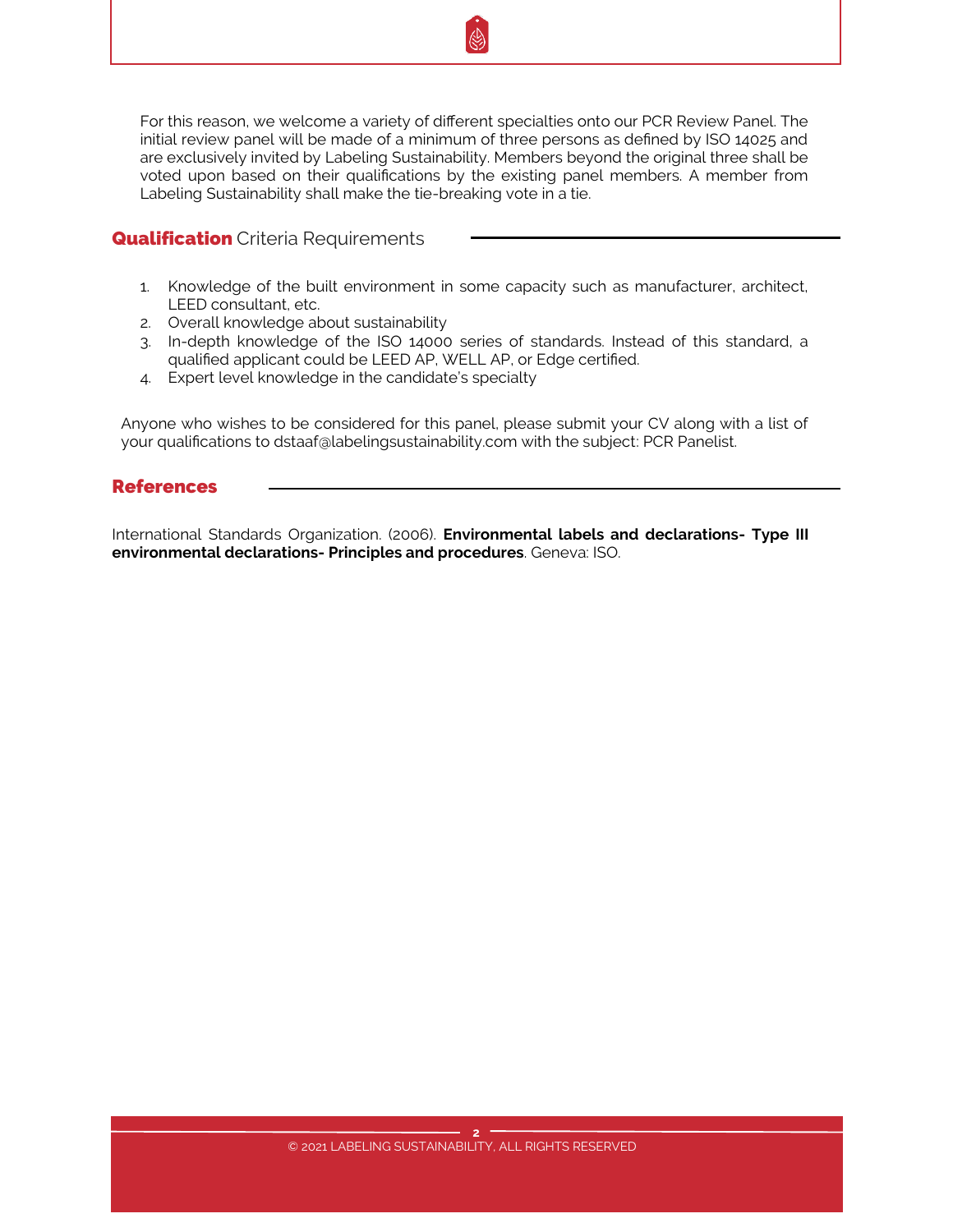For this reason, we welcome a variety of different specialties onto our PCR Review Panel. The initial review panel will be made of a minimum of three persons as defined by ISO 14025 and are exclusively invited by Labeling Sustainability. Members beyond the original three shall be voted upon based on their qualifications by the existing panel members. A member from Labeling Sustainability shall make the tie-breaking vote in a tie.

## **Qualification** Criteria Requirements

1. Knowledge of the built environment in some capacity such as manufacturer, architect, LEED consultant, etc.
2. Overall knowledge about sustainability
3. In-depth knowledge of the ISO 14000 series of standards. Instead of this standard, a qualified applicant could be LEED AP, WELL AP, or Edge certified.
4. Expert level knowledge in the candidate's specialty

Anyone who wishes to be considered for this panel, please submit your CV along with a list of your qualifications to dstaaf@labelingsustainability.com with the subject: PCR Panelist.

## **References**

International Standards Organization. (2006). **Environmental labels and declarations- Type III environmental declarations- Principles and procedures**. Geneva: ISO.